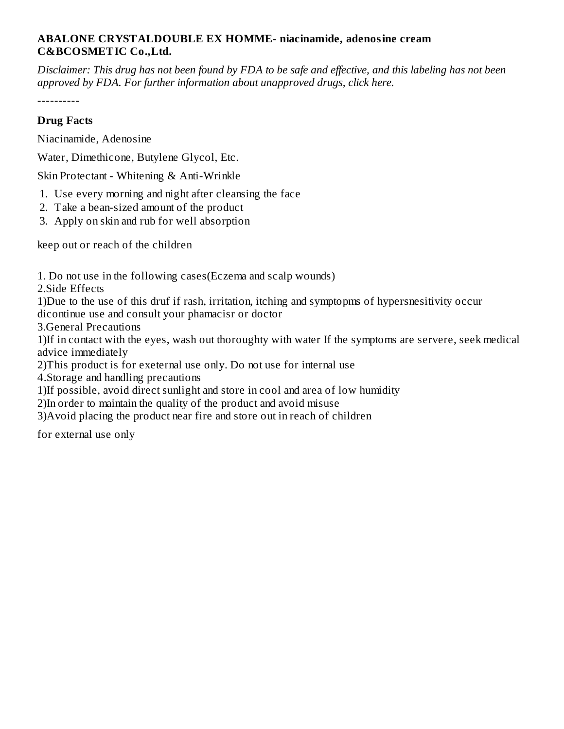**ABALONE CRYSTALDOUBLE EX HOMME- niacinamide, adenosine cream**
**C&BCOSMETIC Co.,Ltd.**

*Disclaimer: This drug has not been found by FDA to be safe and effective, and this labeling has not been approved by FDA. For further information about unapproved drugs, click here.*

----------

## Drug Facts

Niacinamide, Adenosine

Water, Dimethicone, Butylene Glycol, Etc.

Skin Protectant - Whitening & Anti-Wrinkle

1. Use every morning and night after cleansing the face
2. Take a bean-sized amount of the product
3. Apply on skin and rub for well absorption

keep out or reach of the children

1. Do not use in the following cases(Eczema and scalp wounds)
2.Side Effects
1)Due to the use of this druf if rash, irritation, itching and symptopms of hypersnesitivity occur dicontinue use and consult your phamacisr or doctor
3.General Precautions
1)If in contact with the eyes, wash out thoroughty with water If the symptoms are servere, seek medical advice immediately
2)This product is for exeternal use only. Do not use for internal use
4.Storage and handling precautions
1)If possible, avoid direct sunlight and store in cool and area of low humidity
2)In order to maintain the quality of the product and avoid misuse
3)Avoid placing the product near fire and store out in reach of children

for external use only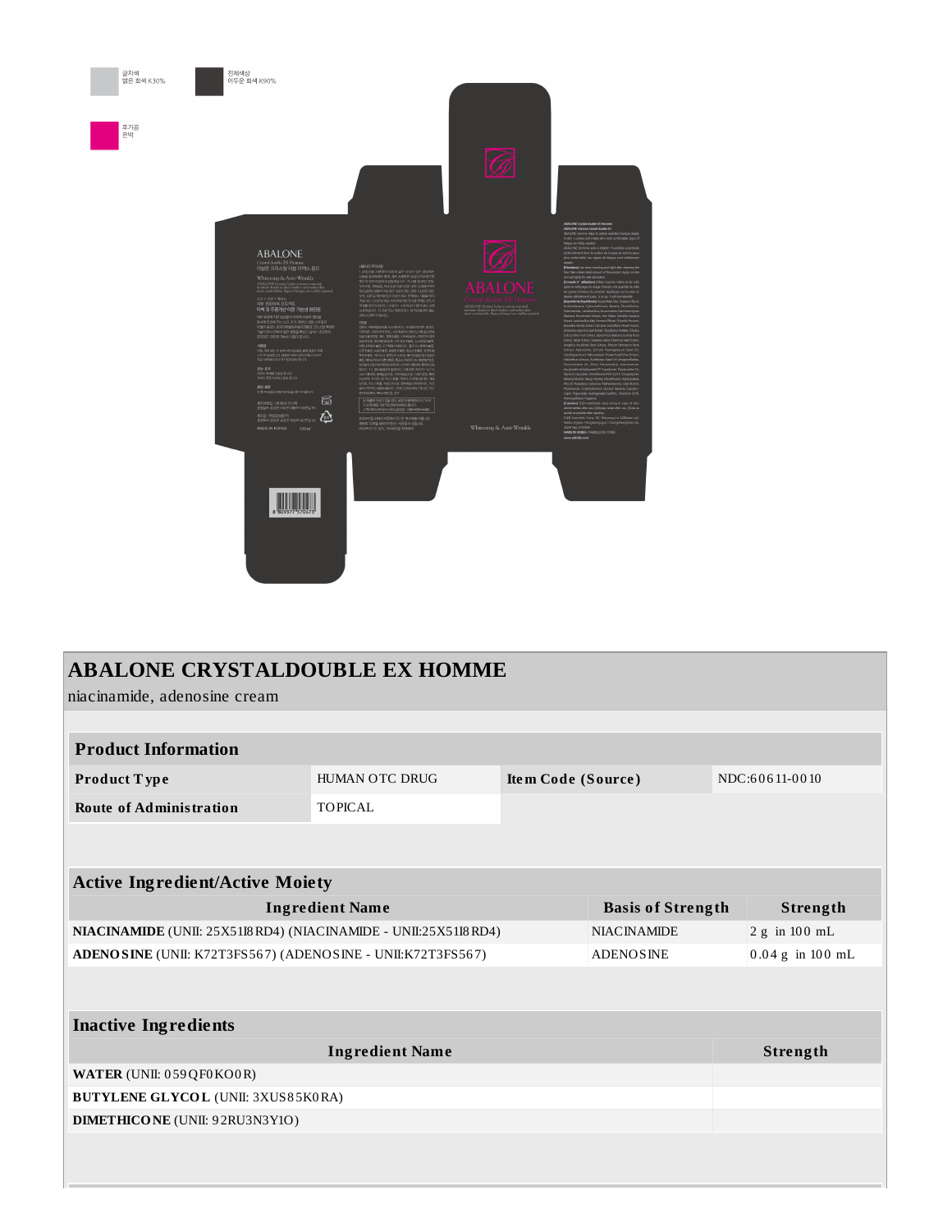# ABALONE CRYSTALDOUBLE EX HOMME

niacinamide, adenosine cream

| Product Information | | | |
|---|---|---|---|
| **Product Type** | HUMAN OTC DRUG | **Item Code (Source)** | NDC:60611-0010 |
| **Route of Administration** | TOPICAL | | |

| Active Ingredient/Active Moiety | | |
|---|---|---|
| **Ingredient Name** | **Basis of Strength** | **Strength** |
| **NIACINAMIDE** (UNII: 25X51I8RD4) (NIACINAMIDE - UNII:25X51I8RD4) | NIACINAMIDE | 2 g in 100 mL |
| **ADENOSINE** (UNII: K72T3FS567) (ADENOSINE - UNII:K72T3FS567) | ADENOSINE | 0.04 g in 100 mL |

| Inactive Ingredients | |
|---|---|
| **Ingredient Name** | **Strength** |
| **WATER** (UNII: 059QF0KO0R) | |
| **BUTYLENE GLYCOL** (UNII: 3XUS85K0RA) | |
| **DIMETHICONE** (UNII: 92RU3N3Y1O) | |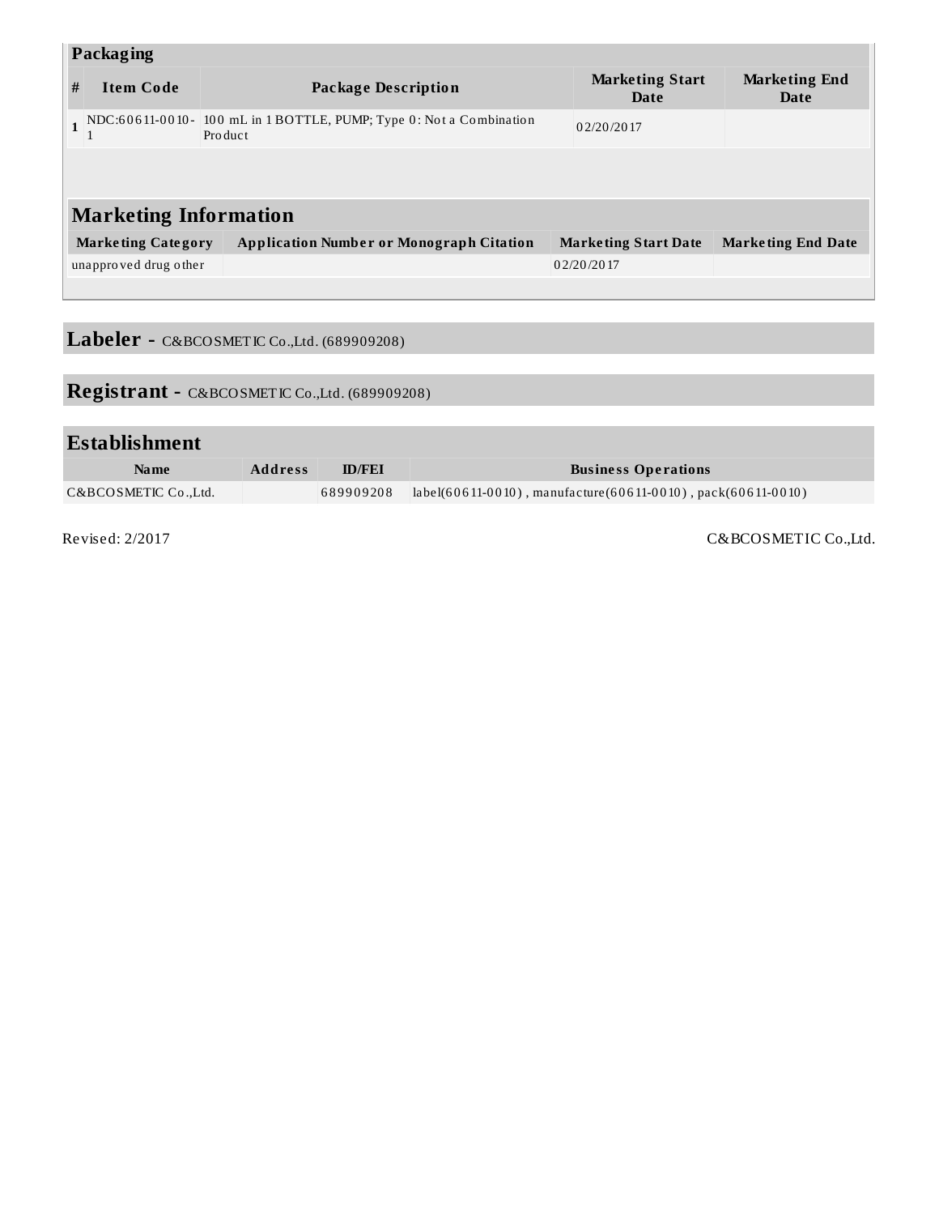### Packaging

| # | Item Code | Package Description | Marketing Start Date | Marketing End Date |
|---|---|---|---|---|
| 1 | NDC:60611-0010-1 | 100 mL in 1 BOTTLE, PUMP; Type 0: Not a Combination Product | 02/20/2017 | |

### Marketing Information

| Marketing Category | Application Number or Monograph Citation | Marketing Start Date | Marketing End Date |
|---|---|---|---|
| unapproved drug other | | 02/20/2017 | |

## Labeler - C&BCOSMETIC Co.,Ltd. (689909208)

## Registrant - C&BCOSMETIC Co.,Ltd. (689909208)

## Establishment

| Name | Address | ID/FEI | Business Operations |
|---|---|---|---|
| C&BCOSMETIC Co.,Ltd. | | 689909208 | label(60611-0010) , manufacture(60611-0010) , pack(60611-0010) |

Revised: 2/2017

C&BCOSMETIC Co.,Ltd.